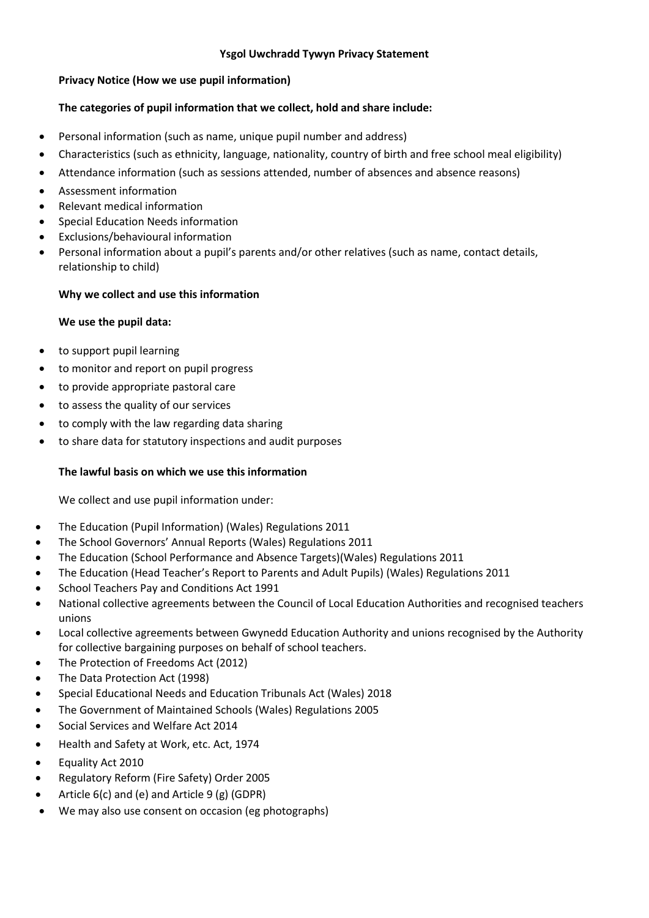# Ysgol Uwchradd Tywyn Privacy Statement

## Privacy Notice (How we use pupil information)

### The categories of pupil information that we collect, hold and share include:

- Personal information (such as name, unique pupil number and address)
- Characteristics (such as ethnicity, language, nationality, country of birth and free school meal eligibility)
- Attendance information (such as sessions attended, number of absences and absence reasons)
- Assessment information
- Relevant medical information
- Special Education Needs information
- Exclusions/behavioural information
- Personal information about a pupil's parents and/or other relatives (such as name, contact details, relationship to child)

### Why we collect and use this information

**We use the pupil data:**

- to support pupil learning
- to monitor and report on pupil progress
- to provide appropriate pastoral care
- to assess the quality of our services
- to comply with the law regarding data sharing
- to share data for statutory inspections and audit purposes

### The lawful basis on which we use this information

We collect and use pupil information under:

- The Education (Pupil Information) (Wales) Regulations 2011
- The School Governors' Annual Reports (Wales) Regulations 2011
- The Education (School Performance and Absence Targets)(Wales) Regulations 2011
- The Education (Head Teacher's Report to Parents and Adult Pupils) (Wales) Regulations 2011
- School Teachers Pay and Conditions Act 1991
- National collective agreements between the Council of Local Education Authorities and recognised teachers unions
- Local collective agreements between Gwynedd Education Authority and unions recognised by the Authority for collective bargaining purposes on behalf of school teachers.
- The Protection of Freedoms Act (2012)
- The Data Protection Act (1998)
- Special Educational Needs and Education Tribunals Act (Wales) 2018
- The Government of Maintained Schools (Wales) Regulations 2005
- Social Services and Welfare Act 2014
- Health and Safety at Work, etc. Act, 1974
- Equality Act 2010
- Regulatory Reform (Fire Safety) Order 2005
- Article 6(c) and (e) and Article 9 (g) (GDPR)
- We may also use consent on occasion (eg photographs)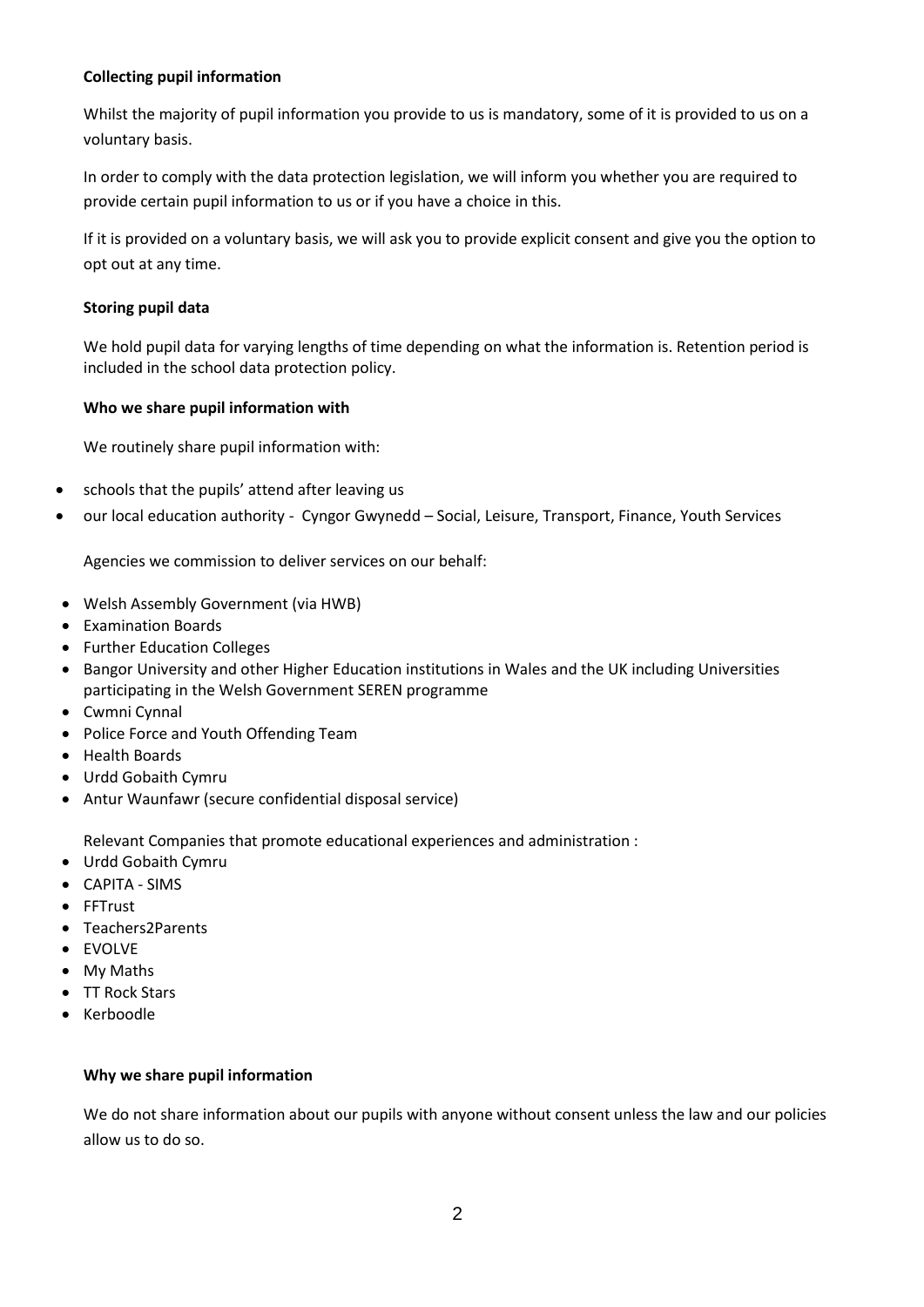**Collecting pupil information**

Whilst the majority of pupil information you provide to us is mandatory, some of it is provided to us on a voluntary basis.

In order to comply with the data protection legislation, we will inform you whether you are required to provide certain pupil information to us or if you have a choice in this.

If it is provided on a voluntary basis, we will ask you to provide explicit consent and give you the option to opt out at any time.

**Storing pupil data**

We hold pupil data for varying lengths of time depending on what the information is. Retention period is included in the school data protection policy.

**Who we share pupil information with**

We routinely share pupil information with:

- schools that the pupils' attend after leaving us
- our local education authority - Cyngor Gwynedd – Social, Leisure, Transport, Finance, Youth Services

Agencies we commission to deliver services on our behalf:

- Welsh Assembly Government (via HWB)
- Examination Boards
- Further Education Colleges
- Bangor University and other Higher Education institutions in Wales and the UK including Universities participating in the Welsh Government SEREN programme
- Cwmni Cynnal
- Police Force and Youth Offending Team
- Health Boards
- Urdd Gobaith Cymru
- Antur Waunfawr (secure confidential disposal service)

Relevant Companies that promote educational experiences and administration :

- Urdd Gobaith Cymru
- CAPITA - SIMS
- FFTrust
- Teachers2Parents
- EVOLVE
- My Maths
- TT Rock Stars
- Kerboodle

**Why we share pupil information**

We do not share information about our pupils with anyone without consent unless the law and our policies allow us to do so.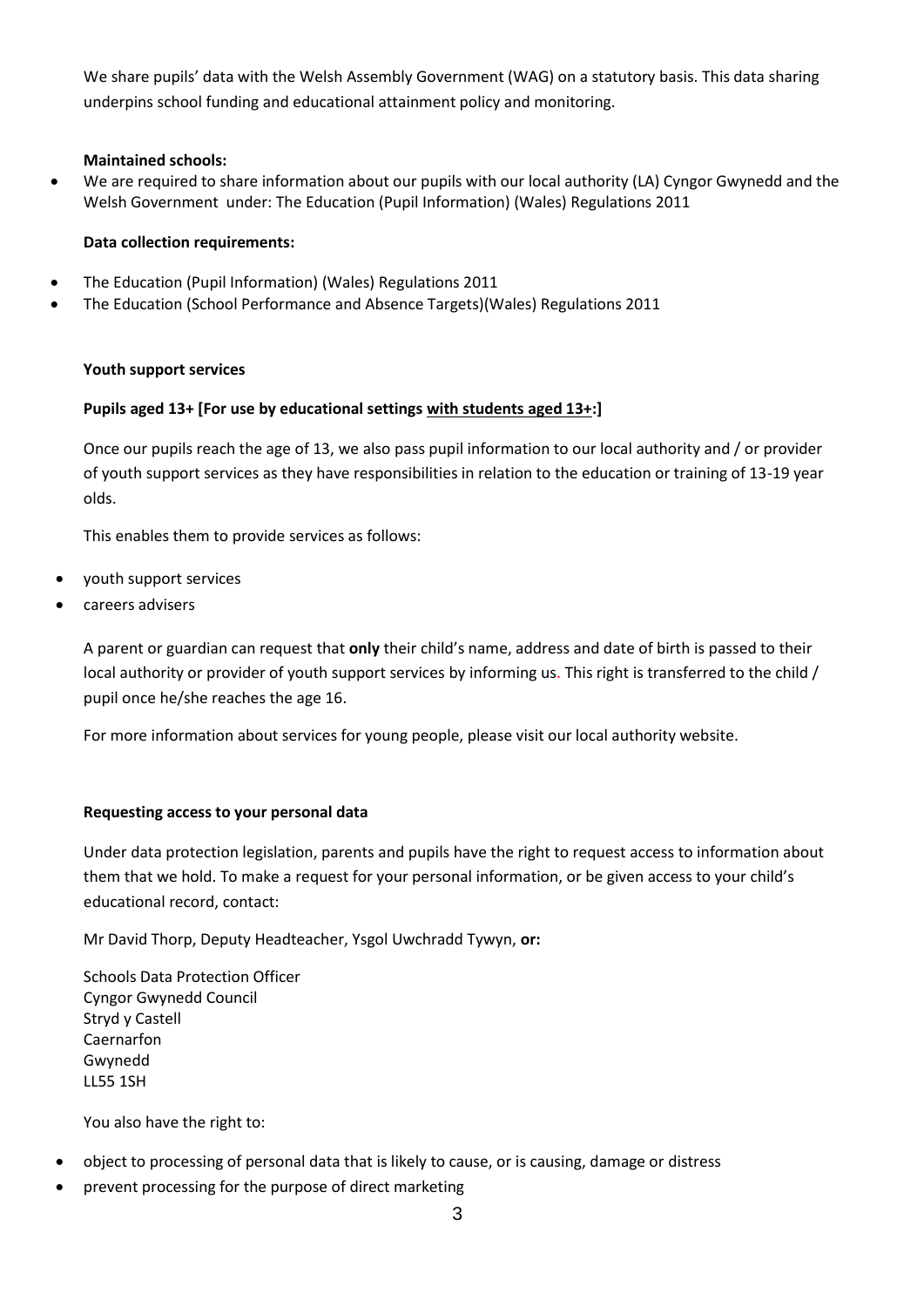We share pupils' data with the Welsh Assembly Government (WAG) on a statutory basis. This data sharing underpins school funding and educational attainment policy and monitoring.

**Maintained schools:**

- We are required to share information about our pupils with our local authority (LA) Cyngor Gwynedd and the Welsh Government under: The Education (Pupil Information) (Wales) Regulations 2011

**Data collection requirements:**

- The Education (Pupil Information) (Wales) Regulations 2011
- The Education (School Performance and Absence Targets)(Wales) Regulations 2011

**Youth support services**

**Pupils aged 13+ [For use by educational settings with students aged 13+:]**

Once our pupils reach the age of 13, we also pass pupil information to our local authority and / or provider of youth support services as they have responsibilities in relation to the education or training of 13-19 year olds.

This enables them to provide services as follows:

- youth support services
- careers advisers

A parent or guardian can request that **only** their child's name, address and date of birth is passed to their local authority or provider of youth support services by informing us. This right is transferred to the child / pupil once he/she reaches the age 16.

For more information about services for young people, please visit our local authority website.

**Requesting access to your personal data**

Under data protection legislation, parents and pupils have the right to request access to information about them that we hold. To make a request for your personal information, or be given access to your child's educational record, contact:

Mr David Thorp, Deputy Headteacher, Ysgol Uwchradd Tywyn, **or:**

Schools Data Protection Officer
Cyngor Gwynedd Council
Stryd y Castell
Caernarfon
Gwynedd
LL55 1SH

You also have the right to:

- object to processing of personal data that is likely to cause, or is causing, damage or distress
- prevent processing for the purpose of direct marketing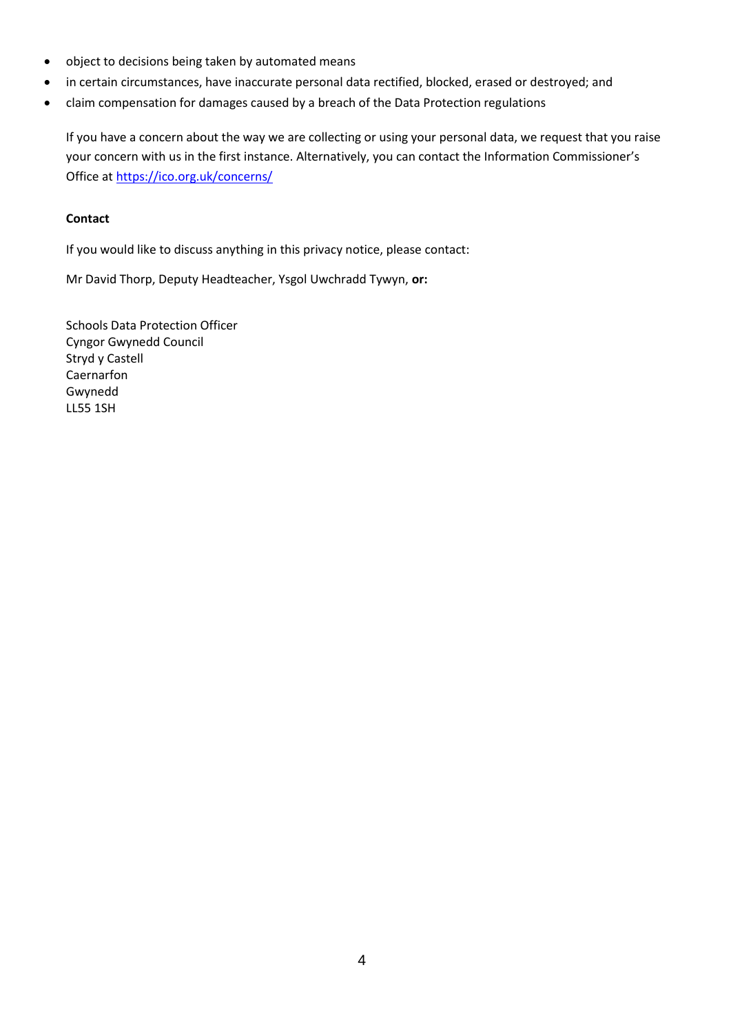- object to decisions being taken by automated means
- in certain circumstances, have inaccurate personal data rectified, blocked, erased or destroyed; and
- claim compensation for damages caused by a breach of the Data Protection regulations

If you have a concern about the way we are collecting or using your personal data, we request that you raise your concern with us in the first instance. Alternatively, you can contact the Information Commissioner's Office at https://ico.org.uk/concerns/

**Contact**

If you would like to discuss anything in this privacy notice, please contact:

Mr David Thorp, Deputy Headteacher, Ysgol Uwchradd Tywyn, **or:**

Schools Data Protection Officer
Cyngor Gwynedd Council
Stryd y Castell
Caernarfon
Gwynedd
LL55 1SH